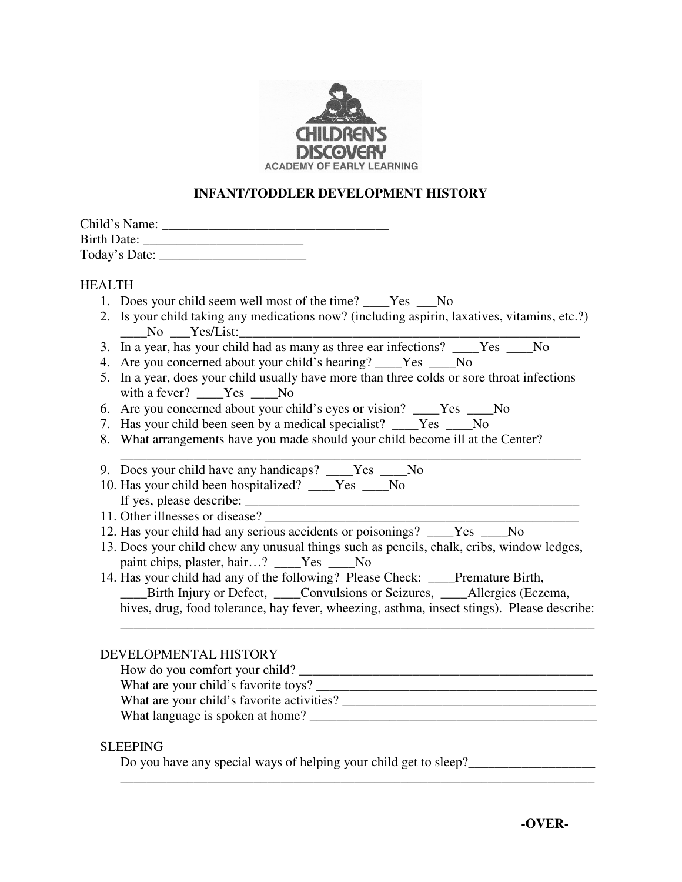CHILDREN'S DISCOVERY
ACADEMY OF EARLY LEARNING

# INFANT/TODDLER DEVELOPMENT HISTORY

Child's Name: ___________________________________
Birth Date: ________________________
Today's Date: ______________________

## HEALTH

1. Does your child seem well most of the time? ____Yes ___No
2. Is your child taking any medications now? (including aspirin, laxatives, vitamins, etc.?) ____No ___Yes/List:_____________________________________________________
3. In a year, has your child had as many as three ear infections? ____Yes ____No
4. Are you concerned about your child's hearing? ____Yes ____No
5. In a year, does your child usually have more than three colds or sore throat infections with a fever? ____Yes ____No
6. Are you concerned about your child's eyes or vision? ____Yes ____No
7. Has your child been seen by a medical specialist? ____Yes ____No
8. What arrangements have you made should your child become ill at the Center? ______________________________________________________________________
9. Does your child have any handicaps? ____Yes ____No
10. Has your child been hospitalized? ____Yes ____No
    If yes, please describe: ___________________________________________________
11. Other illnesses or disease? _________________________________________________
12. Has your child had any serious accidents or poisonings? ____Yes ____No
13. Does your child chew any unusual things such as pencils, chalk, cribs, window ledges, paint chips, plaster, hair…? ____Yes ____No
14. Has your child had any of the following? Please Check: ____Premature Birth, ____Birth Injury or Defect, ____Convulsions or Seizures, ____Allergies (Eczema, hives, drug, food tolerance, hay fever, wheezing, asthma, insect stings). Please describe: _________________________________________________________________________

## DEVELOPMENTAL HISTORY

How do you comfort your child? _____________________________________________
What are your child's favorite toys? __________________________________________
What are your child's favorite activities? ______________________________________
What language is spoken at home? ___________________________________________

## SLEEPING

Do you have any special ways of helping your child get to sleep?___________________
_________________________________________________________________________

**-OVER-**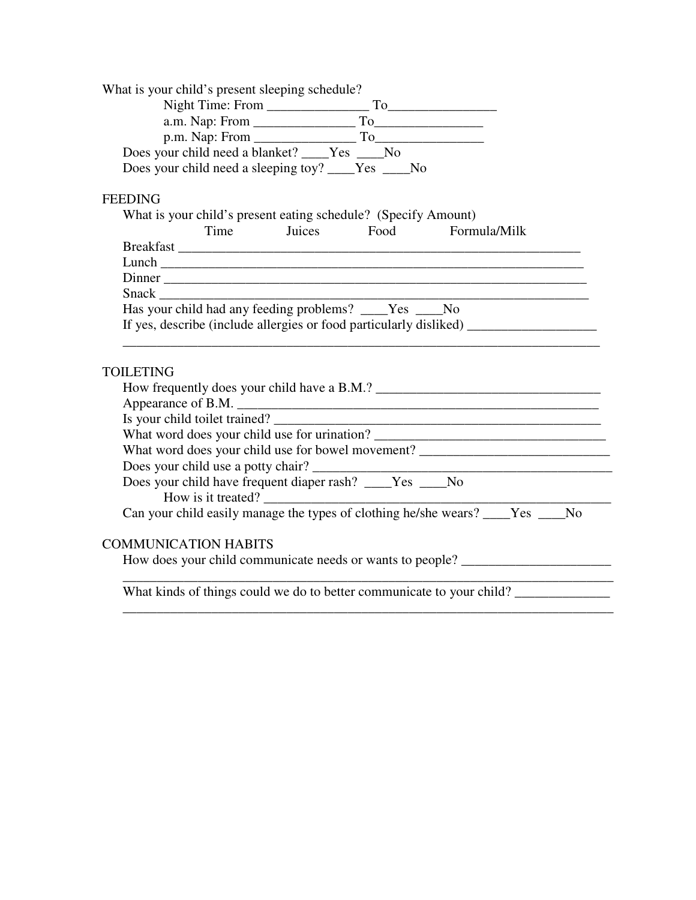What is your child's present sleeping schedule?

Night Time: From _______________ To________________

a.m. Nap: From _______________ To________________

p.m. Nap: From _______________ To________________

Does your child need a blanket? ____Yes ____No

Does your child need a sleeping toy? ____Yes ____No

## FEEDING

What is your child's present eating schedule? (Specify Amount)

| | Time | Juices | Food | Formula/Milk |
|---|---|---|---|---|
| Breakfast | | | | |
| Lunch | | | | |
| Dinner | | | | |
| Snack | | | | |

Has your child had any feeding problems? ____Yes ____No

If yes, describe (include allergies or food particularly disliked) ___________________

_________________________________________________________________________

## TOILETING

How frequently does your child have a B.M.? _________________________________

Appearance of B.M. ______________________________________________________

Is your child toilet trained? ________________________________________________

What word does your child use for urination? __________________________________

What word does your child use for bowel movement? ____________________________

Does your child use a potty chair? ___________________________________________

Does your child have frequent diaper rash? ____Yes ____No

How is it treated? ____________________________________________________

Can your child easily manage the types of clothing he/she wears? ____Yes ____No

## COMMUNICATION HABITS

How does your child communicate needs or wants to people? ______________________

_________________________________________________________________________

What kinds of things could we do to better communicate to your child? ______________

_________________________________________________________________________